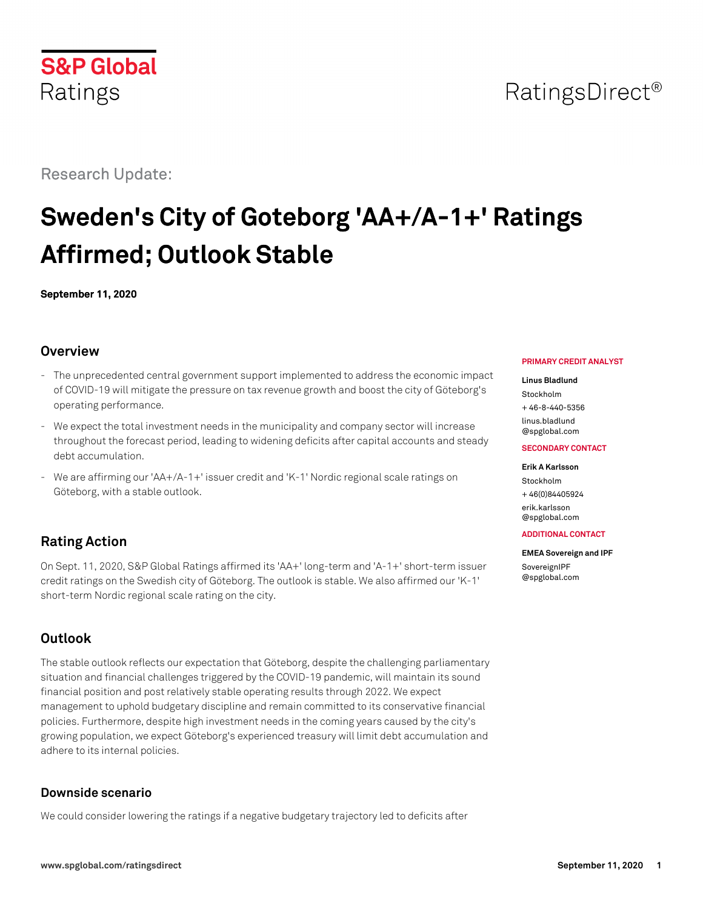S&P Global Ratings

RatingsDirect®

Research Update:

# Sweden's City of Goteborg 'AA+/A-1+' Ratings Affirmed; Outlook Stable

**September 11, 2020**

## Overview

- The unprecedented central government support implemented to address the economic impact of COVID-19 will mitigate the pressure on tax revenue growth and boost the city of Göteborg's operating performance.
- We expect the total investment needs in the municipality and company sector will increase throughout the forecast period, leading to widening deficits after capital accounts and steady debt accumulation.
- We are affirming our 'AA+/A-1+' issuer credit and 'K-1' Nordic regional scale ratings on Göteborg, with a stable outlook.

## Rating Action

On Sept. 11, 2020, S&P Global Ratings affirmed its 'AA+' long-term and 'A-1+' short-term issuer credit ratings on the Swedish city of Göteborg. The outlook is stable. We also affirmed our 'K-1' short-term Nordic regional scale rating on the city.

## Outlook

The stable outlook reflects our expectation that Göteborg, despite the challenging parliamentary situation and financial challenges triggered by the COVID-19 pandemic, will maintain its sound financial position and post relatively stable operating results through 2022. We expect management to uphold budgetary discipline and remain committed to its conservative financial policies. Furthermore, despite high investment needs in the coming years caused by the city's growing population, we expect Göteborg's experienced treasury will limit debt accumulation and adhere to its internal policies.

### Downside scenario

We could consider lowering the ratings if a negative budgetary trajectory led to deficits after

**PRIMARY CREDIT ANALYST**

**Linus Bladlund**
Stockholm
+ 46-8-440-5356
linus.bladlund@spglobal.com

**SECONDARY CONTACT**

**Erik A Karlsson**
Stockholm
+ 46(0)84405924
erik.karlsson@spglobal.com

**ADDITIONAL CONTACT**

**EMEA Sovereign and IPF**
SovereignIPF@spglobal.com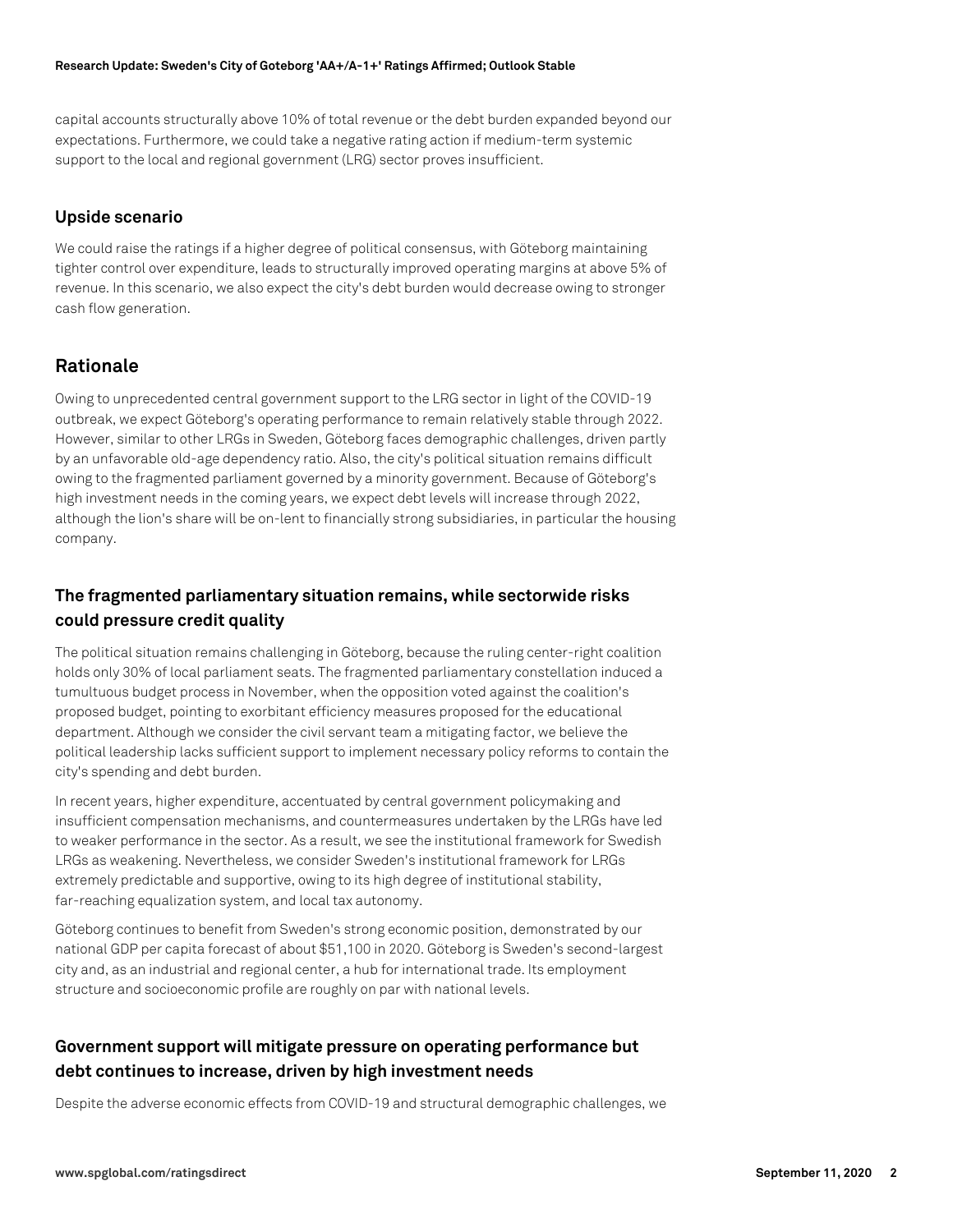capital accounts structurally above 10% of total revenue or the debt burden expanded beyond our expectations. Furthermore, we could take a negative rating action if medium-term systemic support to the local and regional government (LRG) sector proves insufficient.

### Upside scenario

We could raise the ratings if a higher degree of political consensus, with Göteborg maintaining tighter control over expenditure, leads to structurally improved operating margins at above 5% of revenue. In this scenario, we also expect the city's debt burden would decrease owing to stronger cash flow generation.

## Rationale

Owing to unprecedented central government support to the LRG sector in light of the COVID-19 outbreak, we expect Göteborg's operating performance to remain relatively stable through 2022. However, similar to other LRGs in Sweden, Göteborg faces demographic challenges, driven partly by an unfavorable old-age dependency ratio. Also, the city's political situation remains difficult owing to the fragmented parliament governed by a minority government. Because of Göteborg's high investment needs in the coming years, we expect debt levels will increase through 2022, although the lion's share will be on-lent to financially strong subsidiaries, in particular the housing company.

### The fragmented parliamentary situation remains, while sectorwide risks could pressure credit quality

The political situation remains challenging in Göteborg, because the ruling center-right coalition holds only 30% of local parliament seats. The fragmented parliamentary constellation induced a tumultuous budget process in November, when the opposition voted against the coalition's proposed budget, pointing to exorbitant efficiency measures proposed for the educational department. Although we consider the civil servant team a mitigating factor, we believe the political leadership lacks sufficient support to implement necessary policy reforms to contain the city's spending and debt burden.

In recent years, higher expenditure, accentuated by central government policymaking and insufficient compensation mechanisms, and countermeasures undertaken by the LRGs have led to weaker performance in the sector. As a result, we see the institutional framework for Swedish LRGs as weakening. Nevertheless, we consider Sweden's institutional framework for LRGs extremely predictable and supportive, owing to its high degree of institutional stability, far-reaching equalization system, and local tax autonomy.

Göteborg continues to benefit from Sweden's strong economic position, demonstrated by our national GDP per capita forecast of about $51,100 in 2020. Göteborg is Sweden's second-largest city and, as an industrial and regional center, a hub for international trade. Its employment structure and socioeconomic profile are roughly on par with national levels.

### Government support will mitigate pressure on operating performance but debt continues to increase, driven by high investment needs

Despite the adverse economic effects from COVID-19 and structural demographic challenges, we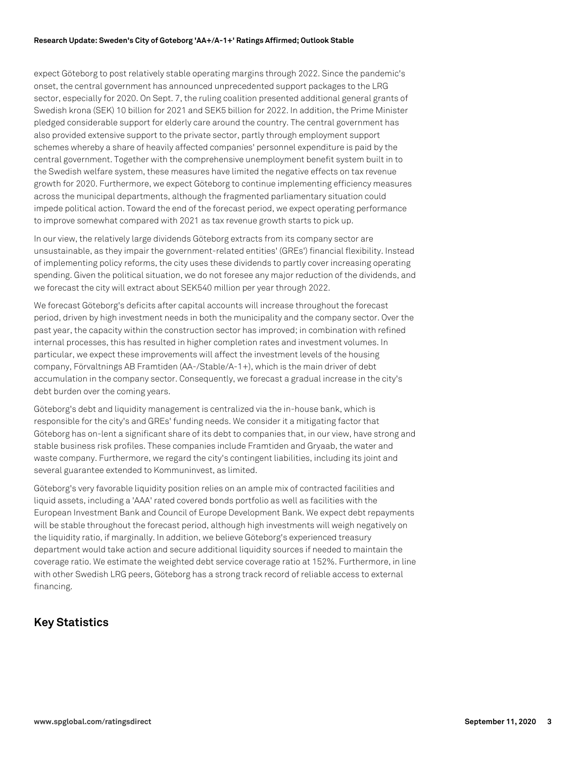expect Göteborg to post relatively stable operating margins through 2022. Since the pandemic's onset, the central government has announced unprecedented support packages to the LRG sector, especially for 2020. On Sept. 7, the ruling coalition presented additional general grants of Swedish krona (SEK) 10 billion for 2021 and SEK5 billion for 2022. In addition, the Prime Minister pledged considerable support for elderly care around the country. The central government has also provided extensive support to the private sector, partly through employment support schemes whereby a share of heavily affected companies' personnel expenditure is paid by the central government. Together with the comprehensive unemployment benefit system built in to the Swedish welfare system, these measures have limited the negative effects on tax revenue growth for 2020. Furthermore, we expect Göteborg to continue implementing efficiency measures across the municipal departments, although the fragmented parliamentary situation could impede political action. Toward the end of the forecast period, we expect operating performance to improve somewhat compared with 2021 as tax revenue growth starts to pick up.

In our view, the relatively large dividends Göteborg extracts from its company sector are unsustainable, as they impair the government-related entities' (GREs') financial flexibility. Instead of implementing policy reforms, the city uses these dividends to partly cover increasing operating spending. Given the political situation, we do not foresee any major reduction of the dividends, and we forecast the city will extract about SEK540 million per year through 2022.

We forecast Göteborg's deficits after capital accounts will increase throughout the forecast period, driven by high investment needs in both the municipality and the company sector. Over the past year, the capacity within the construction sector has improved; in combination with refined internal processes, this has resulted in higher completion rates and investment volumes. In particular, we expect these improvements will affect the investment levels of the housing company, Förvaltnings AB Framtiden (AA-/Stable/A-1+), which is the main driver of debt accumulation in the company sector. Consequently, we forecast a gradual increase in the city's debt burden over the coming years.

Göteborg's debt and liquidity management is centralized via the in-house bank, which is responsible for the city's and GREs' funding needs. We consider it a mitigating factor that Göteborg has on-lent a significant share of its debt to companies that, in our view, have strong and stable business risk profiles. These companies include Framtiden and Gryaab, the water and waste company. Furthermore, we regard the city's contingent liabilities, including its joint and several guarantee extended to Kommuninvest, as limited.

Göteborg's very favorable liquidity position relies on an ample mix of contracted facilities and liquid assets, including a 'AAA' rated covered bonds portfolio as well as facilities with the European Investment Bank and Council of Europe Development Bank. We expect debt repayments will be stable throughout the forecast period, although high investments will weigh negatively on the liquidity ratio, if marginally. In addition, we believe Göteborg's experienced treasury department would take action and secure additional liquidity sources if needed to maintain the coverage ratio. We estimate the weighted debt service coverage ratio at 152%. Furthermore, in line with other Swedish LRG peers, Göteborg has a strong track record of reliable access to external financing.

## Key Statistics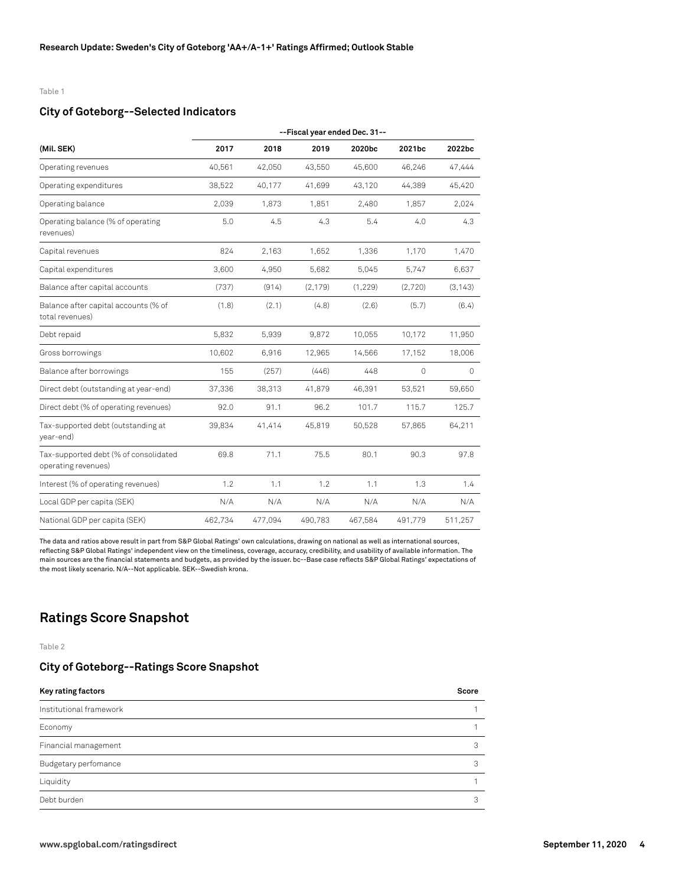Table 1

### City of Goteborg--Selected Indicators

| | --Fiscal year ended Dec. 31-- | | | | | |
|---|---|---|---|---|---|---|
| (Mil. SEK) | 2017 | 2018 | 2019 | 2020bc | 2021bc | 2022bc |
| Operating revenues | 40,561 | 42,050 | 43,550 | 45,600 | 46,246 | 47,444 |
| Operating expenditures | 38,522 | 40,177 | 41,699 | 43,120 | 44,389 | 45,420 |
| Operating balance | 2,039 | 1,873 | 1,851 | 2,480 | 1,857 | 2,024 |
| Operating balance (% of operating revenues) | 5.0 | 4.5 | 4.3 | 5.4 | 4.0 | 4.3 |
| Capital revenues | 824 | 2,163 | 1,652 | 1,336 | 1,170 | 1,470 |
| Capital expenditures | 3,600 | 4,950 | 5,682 | 5,045 | 5,747 | 6,637 |
| Balance after capital accounts | (737) | (914) | (2,179) | (1,229) | (2,720) | (3,143) |
| Balance after capital accounts (% of total revenues) | (1.8) | (2.1) | (4.8) | (2.6) | (5.7) | (6.4) |
| Debt repaid | 5,832 | 5,939 | 9,872 | 10,055 | 10,172 | 11,950 |
| Gross borrowings | 10,602 | 6,916 | 12,965 | 14,566 | 17,152 | 18,006 |
| Balance after borrowings | 155 | (257) | (446) | 448 | 0 | 0 |
| Direct debt (outstanding at year-end) | 37,336 | 38,313 | 41,879 | 46,391 | 53,521 | 59,650 |
| Direct debt (% of operating revenues) | 92.0 | 91.1 | 96.2 | 101.7 | 115.7 | 125.7 |
| Tax-supported debt (outstanding at year-end) | 39,834 | 41,414 | 45,819 | 50,528 | 57,865 | 64,211 |
| Tax-supported debt (% of consolidated operating revenues) | 69.8 | 71.1 | 75.5 | 80.1 | 90.3 | 97.8 |
| Interest (% of operating revenues) | 1.2 | 1.1 | 1.2 | 1.1 | 1.3 | 1.4 |
| Local GDP per capita (SEK) | N/A | N/A | N/A | N/A | N/A | N/A |
| National GDP per capita (SEK) | 462,734 | 477,094 | 490,783 | 467,584 | 491,779 | 511,257 |

The data and ratios above result in part from S&P Global Ratings' own calculations, drawing on national as well as international sources, reflecting S&P Global Ratings' independent view on the timeliness, coverage, accuracy, credibility, and usability of available information. The main sources are the financial statements and budgets, as provided by the issuer. bc--Base case reflects S&P Global Ratings' expectations of the most likely scenario. N/A--Not applicable. SEK--Swedish krona.

## Ratings Score Snapshot

Table 2

### City of Goteborg--Ratings Score Snapshot

| Key rating factors | Score |
|---|---|
| Institutional framework | 1 |
| Economy | 1 |
| Financial management | 3 |
| Budgetary perfomance | 3 |
| Liquidity | 1 |
| Debt burden | 3 |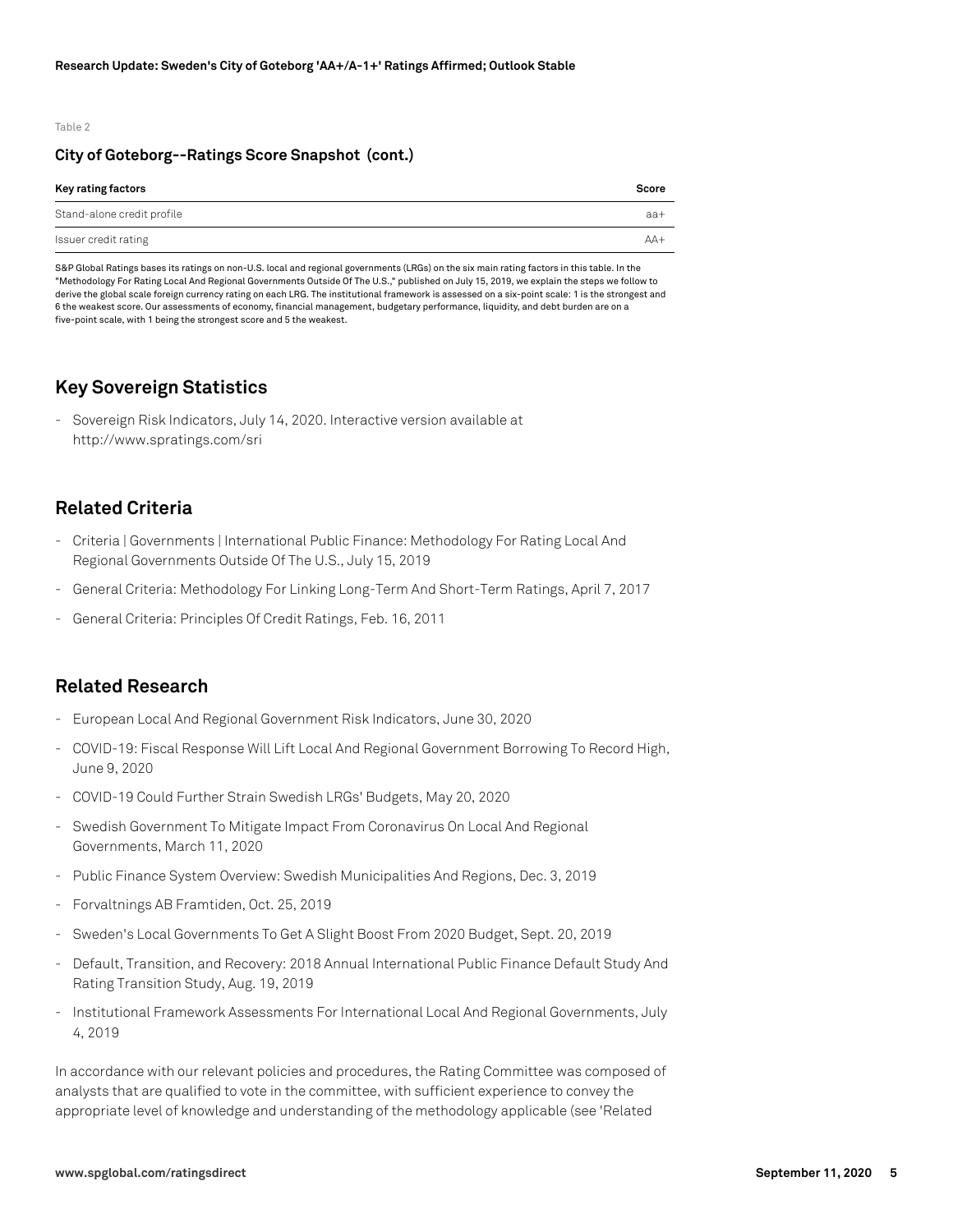Table 2

**City of Goteborg--Ratings Score Snapshot (cont.)**

| Key rating factors | Score |
| --- | --- |
| Stand-alone credit profile | aa+ |
| Issuer credit rating | AA+ |

S&P Global Ratings bases its ratings on non-U.S. local and regional governments (LRGs) on the six main rating factors in this table. In the "Methodology For Rating Local And Regional Governments Outside Of The U.S.," published on July 15, 2019, we explain the steps we follow to derive the global scale foreign currency rating on each LRG. The institutional framework is assessed on a six-point scale: 1 is the strongest and 6 the weakest score. Our assessments of economy, financial management, budgetary performance, liquidity, and debt burden are on a five-point scale, with 1 being the strongest score and 5 the weakest.

## Key Sovereign Statistics

- Sovereign Risk Indicators, July 14, 2020. Interactive version available at http://www.spratings.com/sri

## Related Criteria

- Criteria | Governments | International Public Finance: Methodology For Rating Local And Regional Governments Outside Of The U.S., July 15, 2019
- General Criteria: Methodology For Linking Long-Term And Short-Term Ratings, April 7, 2017
- General Criteria: Principles Of Credit Ratings, Feb. 16, 2011

## Related Research

- European Local And Regional Government Risk Indicators, June 30, 2020
- COVID-19: Fiscal Response Will Lift Local And Regional Government Borrowing To Record High, June 9, 2020
- COVID-19 Could Further Strain Swedish LRGs' Budgets, May 20, 2020
- Swedish Government To Mitigate Impact From Coronavirus On Local And Regional Governments, March 11, 2020
- Public Finance System Overview: Swedish Municipalities And Regions, Dec. 3, 2019
- Forvaltnings AB Framtiden, Oct. 25, 2019
- Sweden's Local Governments To Get A Slight Boost From 2020 Budget, Sept. 20, 2019
- Default, Transition, and Recovery: 2018 Annual International Public Finance Default Study And Rating Transition Study, Aug. 19, 2019
- Institutional Framework Assessments For International Local And Regional Governments, July 4, 2019

In accordance with our relevant policies and procedures, the Rating Committee was composed of analysts that are qualified to vote in the committee, with sufficient experience to convey the appropriate level of knowledge and understanding of the methodology applicable (see 'Related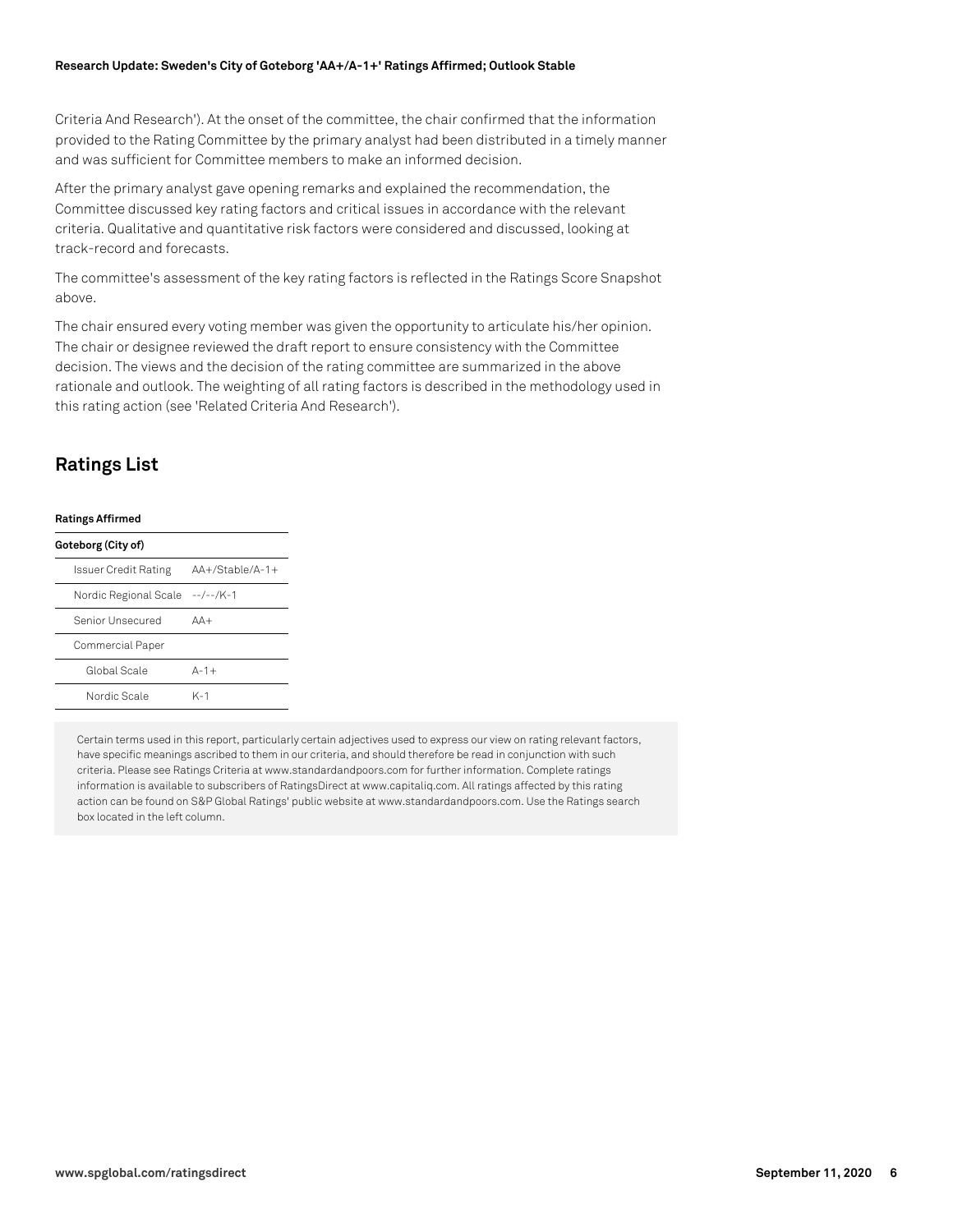Criteria And Research'). At the onset of the committee, the chair confirmed that the information provided to the Rating Committee by the primary analyst had been distributed in a timely manner and was sufficient for Committee members to make an informed decision.

After the primary analyst gave opening remarks and explained the recommendation, the Committee discussed key rating factors and critical issues in accordance with the relevant criteria. Qualitative and quantitative risk factors were considered and discussed, looking at track-record and forecasts.

The committee's assessment of the key rating factors is reflected in the Ratings Score Snapshot above.

The chair ensured every voting member was given the opportunity to articulate his/her opinion. The chair or designee reviewed the draft report to ensure consistency with the Committee decision. The views and the decision of the rating committee are summarized in the above rationale and outlook. The weighting of all rating factors is described in the methodology used in this rating action (see 'Related Criteria And Research').

## Ratings List

| **Ratings Affirmed** | |
|---|---|
| **Goteborg (City of)** | |
| Issuer Credit Rating | AA+/Stable/A-1+ |
| Nordic Regional Scale | --/--/K-1 |
| Senior Unsecured | AA+ |
| Commercial Paper | |
| Global Scale | A-1+ |
| Nordic Scale | K-1 |

Certain terms used in this report, particularly certain adjectives used to express our view on rating relevant factors, have specific meanings ascribed to them in our criteria, and should therefore be read in conjunction with such criteria. Please see Ratings Criteria at www.standardandpoors.com for further information. Complete ratings information is available to subscribers of RatingsDirect at www.capitaliq.com. All ratings affected by this rating action can be found on S&P Global Ratings' public website at www.standardandpoors.com. Use the Ratings search box located in the left column.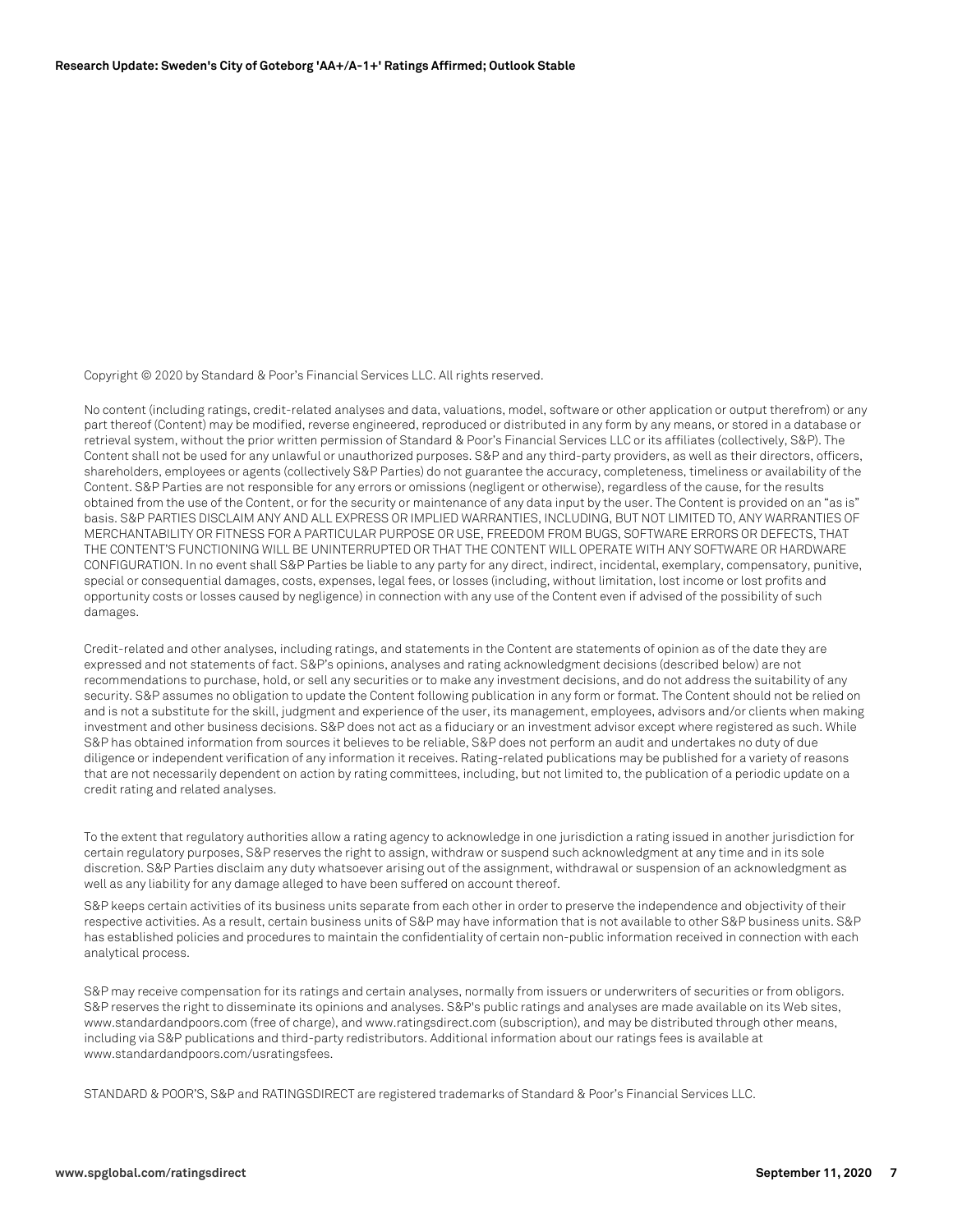Copyright © 2020 by Standard & Poor's Financial Services LLC. All rights reserved.

No content (including ratings, credit-related analyses and data, valuations, model, software or other application or output therefrom) or any part thereof (Content) may be modified, reverse engineered, reproduced or distributed in any form by any means, or stored in a database or retrieval system, without the prior written permission of Standard & Poor's Financial Services LLC or its affiliates (collectively, S&P). The Content shall not be used for any unlawful or unauthorized purposes. S&P and any third-party providers, as well as their directors, officers, shareholders, employees or agents (collectively S&P Parties) do not guarantee the accuracy, completeness, timeliness or availability of the Content. S&P Parties are not responsible for any errors or omissions (negligent or otherwise), regardless of the cause, for the results obtained from the use of the Content, or for the security or maintenance of any data input by the user. The Content is provided on an "as is" basis. S&P PARTIES DISCLAIM ANY AND ALL EXPRESS OR IMPLIED WARRANTIES, INCLUDING, BUT NOT LIMITED TO, ANY WARRANTIES OF MERCHANTABILITY OR FITNESS FOR A PARTICULAR PURPOSE OR USE, FREEDOM FROM BUGS, SOFTWARE ERRORS OR DEFECTS, THAT THE CONTENT'S FUNCTIONING WILL BE UNINTERRUPTED OR THAT THE CONTENT WILL OPERATE WITH ANY SOFTWARE OR HARDWARE CONFIGURATION. In no event shall S&P Parties be liable to any party for any direct, indirect, incidental, exemplary, compensatory, punitive, special or consequential damages, costs, expenses, legal fees, or losses (including, without limitation, lost income or lost profits and opportunity costs or losses caused by negligence) in connection with any use of the Content even if advised of the possibility of such damages.

Credit-related and other analyses, including ratings, and statements in the Content are statements of opinion as of the date they are expressed and not statements of fact. S&P's opinions, analyses and rating acknowledgment decisions (described below) are not recommendations to purchase, hold, or sell any securities or to make any investment decisions, and do not address the suitability of any security. S&P assumes no obligation to update the Content following publication in any form or format. The Content should not be relied on and is not a substitute for the skill, judgment and experience of the user, its management, employees, advisors and/or clients when making investment and other business decisions. S&P does not act as a fiduciary or an investment advisor except where registered as such. While S&P has obtained information from sources it believes to be reliable, S&P does not perform an audit and undertakes no duty of due diligence or independent verification of any information it receives. Rating-related publications may be published for a variety of reasons that are not necessarily dependent on action by rating committees, including, but not limited to, the publication of a periodic update on a credit rating and related analyses.

To the extent that regulatory authorities allow a rating agency to acknowledge in one jurisdiction a rating issued in another jurisdiction for certain regulatory purposes, S&P reserves the right to assign, withdraw or suspend such acknowledgment at any time and in its sole discretion. S&P Parties disclaim any duty whatsoever arising out of the assignment, withdrawal or suspension of an acknowledgment as well as any liability for any damage alleged to have been suffered on account thereof.

S&P keeps certain activities of its business units separate from each other in order to preserve the independence and objectivity of their respective activities. As a result, certain business units of S&P may have information that is not available to other S&P business units. S&P has established policies and procedures to maintain the confidentiality of certain non-public information received in connection with each analytical process.

S&P may receive compensation for its ratings and certain analyses, normally from issuers or underwriters of securities or from obligors. S&P reserves the right to disseminate its opinions and analyses. S&P's public ratings and analyses are made available on its Web sites, www.standardandpoors.com (free of charge), and www.ratingsdirect.com (subscription), and may be distributed through other means, including via S&P publications and third-party redistributors. Additional information about our ratings fees is available at www.standardandpoors.com/usratingsfees.

STANDARD & POOR'S, S&P and RATINGSDIRECT are registered trademarks of Standard & Poor's Financial Services LLC.